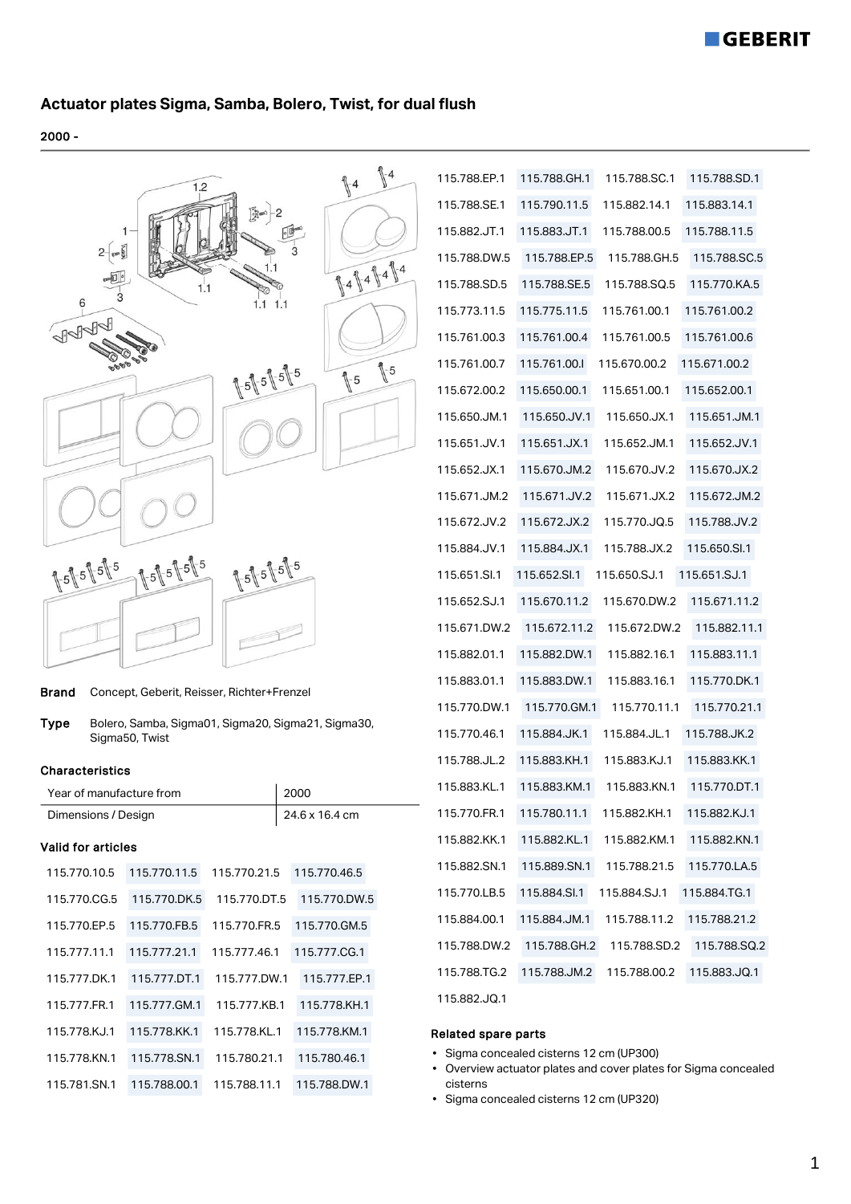# Actuator plates Sigma, Samba, Bolero, Twist, for dual flush

**2000 -**

1.2

1

2

3

1.1

6

4

5

| | |
|---|---|
| **Brand** | Concept, Geberit, Reisser, Richter+Frenzel |
| **Type** | Bolero, Samba, Sigma01, Sigma20, Sigma21, Sigma30, Sigma50, Twist |

### Characteristics

| | |
|---|---|
| Year of manufacture from | 2000 |
| Dimensions / Design | 24.6 x 16.4 cm |

### Valid for articles

| | | | |
|---|---|---|---|
| 115.770.10.5 | 115.770.11.5 | 115.770.21.5 | 115.770.46.5 |
| 115.770.CG.5 | 115.770.DK.5 | 115.770.DT.5 | 115.770.DW.5 |
| 115.770.EP.5 | 115.770.FB.5 | 115.770.FR.5 | 115.770.GM.5 |
| 115.777.11.1 | 115.777.21.1 | 115.777.46.1 | 115.777.CG.1 |
| 115.777.DK.1 | 115.777.DT.1 | 115.777.DW.1 | 115.777.EP.1 |
| 115.777.FR.1 | 115.777.GM.1 | 115.777.KB.1 | 115.778.KH.1 |
| 115.778.KJ.1 | 115.778.KK.1 | 115.778.KL.1 | 115.778.KM.1 |
| 115.778.KN.1 | 115.778.SN.1 | 115.780.21.1 | 115.780.46.1 |
| 115.781.SN.1 | 115.788.00.1 | 115.788.11.1 | 115.788.DW.1 |
| 115.788.EP.1 | 115.788.GH.1 | 115.788.SC.1 | 115.788.SD.1 |
| 115.788.SE.1 | 115.790.11.5 | 115.882.14.1 | 115.883.14.1 |
| 115.882.JT.1 | 115.883.JT.1 | 115.788.00.5 | 115.788.11.5 |
| 115.788.DW.5 | 115.788.EP.5 | 115.788.GH.5 | 115.788.SC.5 |
| 115.788.SD.5 | 115.788.SE.5 | 115.788.SQ.5 | 115.770.KA.5 |
| 115.773.11.5 | 115.775.11.5 | 115.761.00.1 | 115.761.00.2 |
| 115.761.00.3 | 115.761.00.4 | 115.761.00.5 | 115.761.00.6 |
| 115.761.00.7 | 115.761.00.I | 115.670.00.2 | 115.671.00.2 |
| 115.672.00.2 | 115.650.00.1 | 115.651.00.1 | 115.652.00.1 |
| 115.650.JM.1 | 115.650.JV.1 | 115.650.JX.1 | 115.651.JM.1 |
| 115.651.JV.1 | 115.651.JX.1 | 115.652.JM.1 | 115.652.JV.1 |
| 115.652.JX.1 | 115.670.JM.2 | 115.670.JV.2 | 115.670.JX.2 |
| 115.671.JM.2 | 115.671.JV.2 | 115.671.JX.2 | 115.672.JM.2 |
| 115.672.JV.2 | 115.672.JX.2 | 115.770.JQ.5 | 115.788.JV.2 |
| 115.884.JV.1 | 115.884.JX.1 | 115.788.JX.2 | 115.650.SI.1 |
| 115.651.SI.1 | 115.652.SI.1 | 115.650.SJ.1 | 115.651.SJ.1 |
| 115.652.SJ.1 | 115.670.11.2 | 115.670.DW.2 | 115.671.11.2 |
| 115.671.DW.2 | 115.672.11.2 | 115.672.DW.2 | 115.882.11.1 |
| 115.882.01.1 | 115.882.DW.1 | 115.882.16.1 | 115.883.11.1 |
| 115.883.01.1 | 115.883.DW.1 | 115.883.16.1 | 115.770.DK.1 |
| 115.770.DW.1 | 115.770.GM.1 | 115.770.11.1 | 115.770.21.1 |
| 115.770.46.1 | 115.884.JK.1 | 115.884.JL.1 | 115.788.JK.2 |
| 115.788.JL.2 | 115.883.KH.1 | 115.883.KJ.1 | 115.883.KK.1 |
| 115.883.KL.1 | 115.883.KM.1 | 115.883.KN.1 | 115.770.DT.1 |
| 115.770.FR.1 | 115.780.11.1 | 115.882.KH.1 | 115.882.KJ.1 |
| 115.882.KK.1 | 115.882.KL.1 | 115.882.KM.1 | 115.882.KN.1 |
| 115.882.SN.1 | 115.889.SN.1 | 115.788.21.5 | 115.770.LA.5 |
| 115.770.LB.5 | 115.884.SI.1 | 115.884.SJ.1 | 115.884.TG.1 |
| 115.884.00.1 | 115.884.JM.1 | 115.788.11.2 | 115.788.21.2 |
| 115.788.DW.2 | 115.788.GH.2 | 115.788.SD.2 | 115.788.SQ.2 |
| 115.788.TG.2 | 115.788.JM.2 | 115.788.00.2 | 115.883.JQ.1 |
| 115.882.JQ.1 | | | |

### Related spare parts

- Sigma concealed cisterns 12 cm (UP300)
- Overview actuator plates and cover plates for Sigma concealed cisterns
- Sigma concealed cisterns 12 cm (UP320)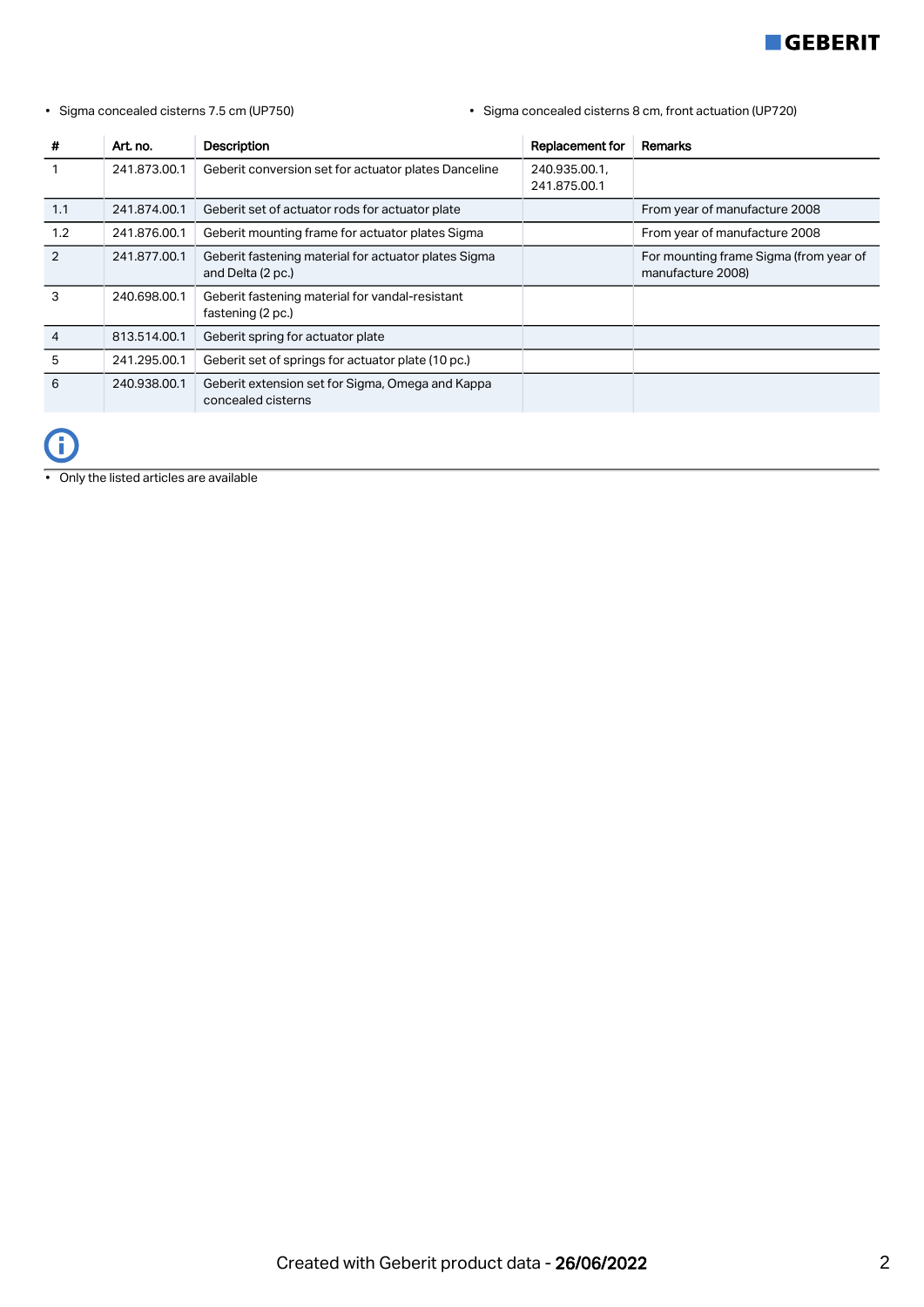- Sigma concealed cisterns 7.5 cm (UP750)
- Sigma concealed cisterns 8 cm, front actuation (UP720)

| # | Art. no. | Description | Replacement for | Remarks |
| --- | --- | --- | --- | --- |
| 1 | 241.873.00.1 | Geberit conversion set for actuator plates Danceline | 240.935.00.1, 241.875.00.1 | |
| 1.1 | 241.874.00.1 | Geberit set of actuator rods for actuator plate | | From year of manufacture 2008 |
| 1.2 | 241.876.00.1 | Geberit mounting frame for actuator plates Sigma | | From year of manufacture 2008 |
| 2 | 241.877.00.1 | Geberit fastening material for actuator plates Sigma and Delta (2 pc.) | | For mounting frame Sigma (from year of manufacture 2008) |
| 3 | 240.698.00.1 | Geberit fastening material for vandal-resistant fastening (2 pc.) | | |
| 4 | 813.514.00.1 | Geberit spring for actuator plate | | |
| 5 | 241.295.00.1 | Geberit set of springs for actuator plate (10 pc.) | | |
| 6 | 240.938.00.1 | Geberit extension set for Sigma, Omega and Kappa concealed cisterns | | |

- Only the listed articles are available

Created with Geberit product data - **26/06/2022**